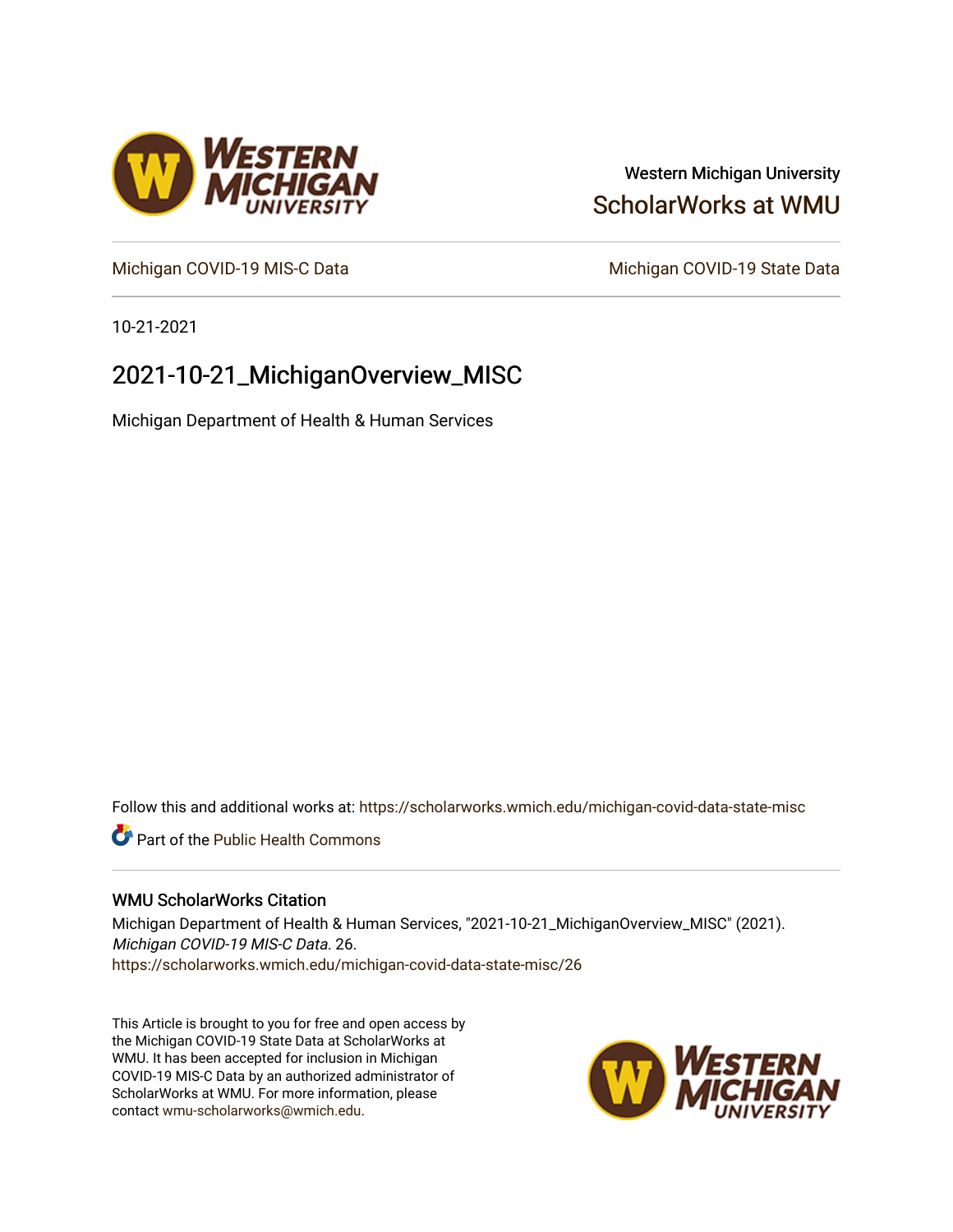Western Michigan University

ScholarWorks at WMU

Michigan COVID-19 MIS-C Data

Michigan COVID-19 State Data

10-21-2021

# 2021-10-21_MichiganOverview_MISC

Michigan Department of Health & Human Services

Follow this and additional works at: https://scholarworks.wmich.edu/michigan-covid-data-state-misc

Part of the Public Health Commons

## WMU ScholarWorks Citation

Michigan Department of Health & Human Services, "2021-10-21_MichiganOverview_MISC" (2021). *Michigan COVID-19 MIS-C Data*. 26.
https://scholarworks.wmich.edu/michigan-covid-data-state-misc/26

This Article is brought to you for free and open access by the Michigan COVID-19 State Data at ScholarWorks at WMU. It has been accepted for inclusion in Michigan COVID-19 MIS-C Data by an authorized administrator of ScholarWorks at WMU. For more information, please contact wmu-scholarworks@wmich.edu.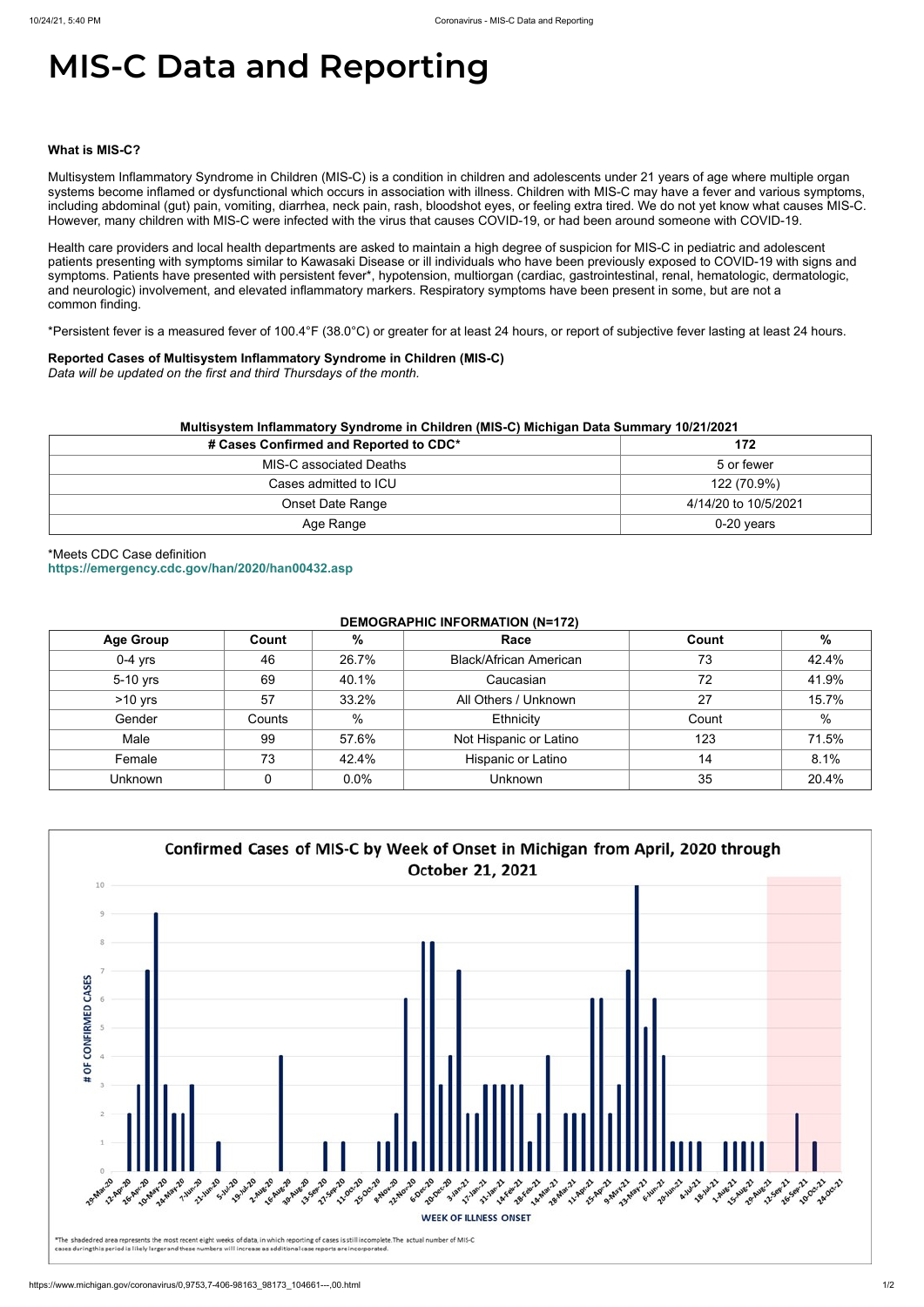# MIS-C Data and Reporting

**What is MIS-C?**

Multisystem Inflammatory Syndrome in Children (MIS-C) is a condition in children and adolescents under 21 years of age where multiple organ systems become inflamed or dysfunctional which occurs in association with illness. Children with MIS-C may have a fever and various symptoms, including abdominal (gut) pain, vomiting, diarrhea, neck pain, rash, bloodshot eyes, or feeling extra tired. We do not yet know what causes MIS-C. However, many children with MIS-C were infected with the virus that causes COVID-19, or had been around someone with COVID-19.

Health care providers and local health departments are asked to maintain a high degree of suspicion for MIS-C in pediatric and adolescent patients presenting with symptoms similar to Kawasaki Disease or ill individuals who have been previously exposed to COVID-19 with signs and symptoms. Patients have presented with persistent fever*, hypotension, multiorgan (cardiac, gastrointestinal, renal, hematologic, dermatologic, and neurologic) involvement, and elevated inflammatory markers. Respiratory symptoms have been present in some, but are not a common finding.

*Persistent fever is a measured fever of 100.4°F (38.0°C) or greater for at least 24 hours, or report of subjective fever lasting at least 24 hours.

**Reported Cases of Multisystem Inflammatory Syndrome in Children (MIS-C)**
*Data will be updated on the first and third Thursdays of the month.*

**Multisystem Inflammatory Syndrome in Children (MIS-C) Michigan Data Summary 10/21/2021**

| # Cases Confirmed and Reported to CDC* | 172 |
|---|---|
| MIS-C associated Deaths | 5 or fewer |
| Cases admitted to ICU | 122 (70.9%) |
| Onset Date Range | 4/14/20 to 10/5/2021 |
| Age Range | 0-20 years |

*Meets CDC Case definition
https://emergency.cdc.gov/han/2020/han00432.asp

**DEMOGRAPHIC INFORMATION (N=172)**

| Age Group | Count | % | Race | Count | % |
|---|---|---|---|---|---|
| 0-4 yrs | 46 | 26.7% | Black/African American | 73 | 42.4% |
| 5-10 yrs | 69 | 40.1% | Caucasian | 72 | 41.9% |
| >10 yrs | 57 | 33.2% | All Others / Unknown | 27 | 15.7% |
| Gender | Counts | % | Ethnicity | Count | % |
| Male | 99 | 57.6% | Not Hispanic or Latino | 123 | 71.5% |
| Female | 73 | 42.4% | Hispanic or Latino | 14 | 8.1% |
| Unknown | 0 | 0.0% | Unknown | 35 | 20.4% |

**Confirmed Cases of MIS-C by Week of Onset in Michigan from April, 2020 through October 21, 2021**

*The shaded red area represents the most recent eight weeks of data, in which reporting of cases is still incomplete. The actual number of MIS-C cases during this period is likely larger and these numbers will increase as additional case reports are incorporated.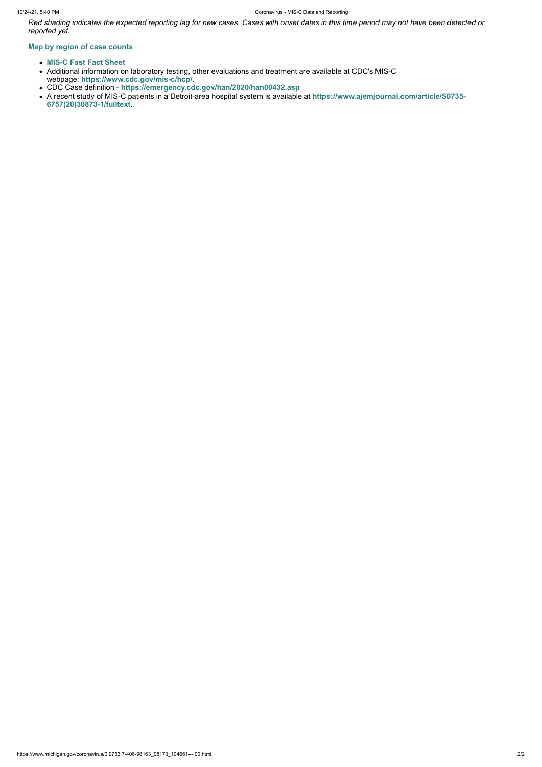*Red shading indicates the expected reporting lag for new cases. Cases with onset dates in this time period may not have been detected or reported yet.*

**Map by region of case counts**

- **MIS-C Fast Fact Sheet**
- Additional information on laboratory testing, other evaluations and treatment are available at CDC's MIS-C webpage: **https://www.cdc.gov/mis-c/hcp/**.
- CDC Case definition - **https://emergency.cdc.gov/han/2020/han00432.asp**
- A recent study of MIS-C patients in a Detroit-area hospital system is available at **https://www.ajemjournal.com/article/S0735-6757(20)30873-1/fulltext**.